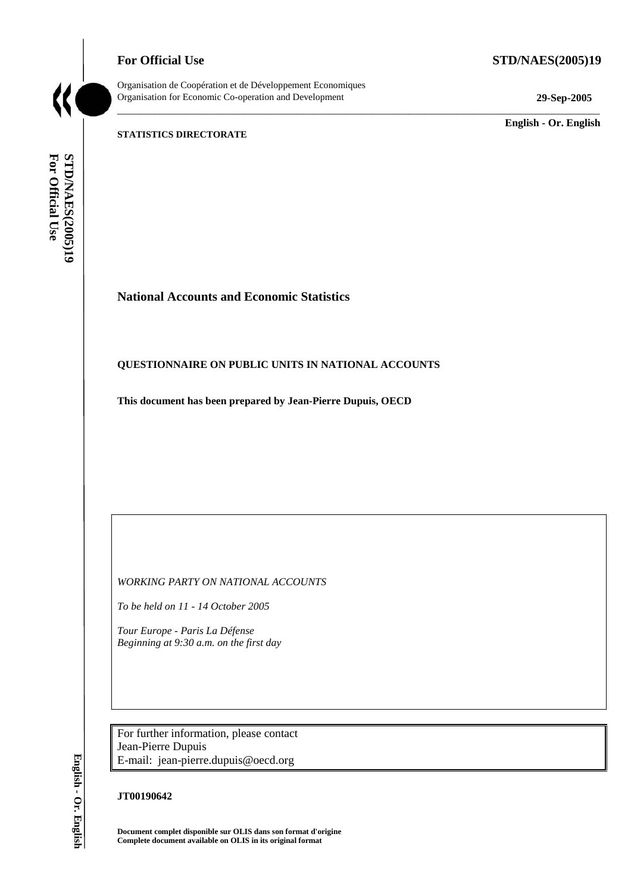**For Official Use** **STD/NAES(2005)19**

Organisation de Coopération et de Développement Economiques
Organisation for Economic Co-operation and Development **29-Sep-2005**

**English - Or. English**

**STATISTICS DIRECTORATE**

# National Accounts and Economic Statistics

## QUESTIONNAIRE ON PUBLIC UNITS IN NATIONAL ACCOUNTS

**This document has been prepared by Jean-Pierre Dupuis, OECD**

*WORKING PARTY ON NATIONAL ACCOUNTS*

*To be held on 11 - 14 October 2005*

*Tour Europe - Paris La Défense*
*Beginning at 9:30 a.m. on the first day*

For further information, please contact
Jean-Pierre Dupuis
E-mail: jean-pierre.dupuis@oecd.org

**JT00190642**

**Document complet disponible sur OLIS dans son format d'origine**
**Complete document available on OLIS in its original format**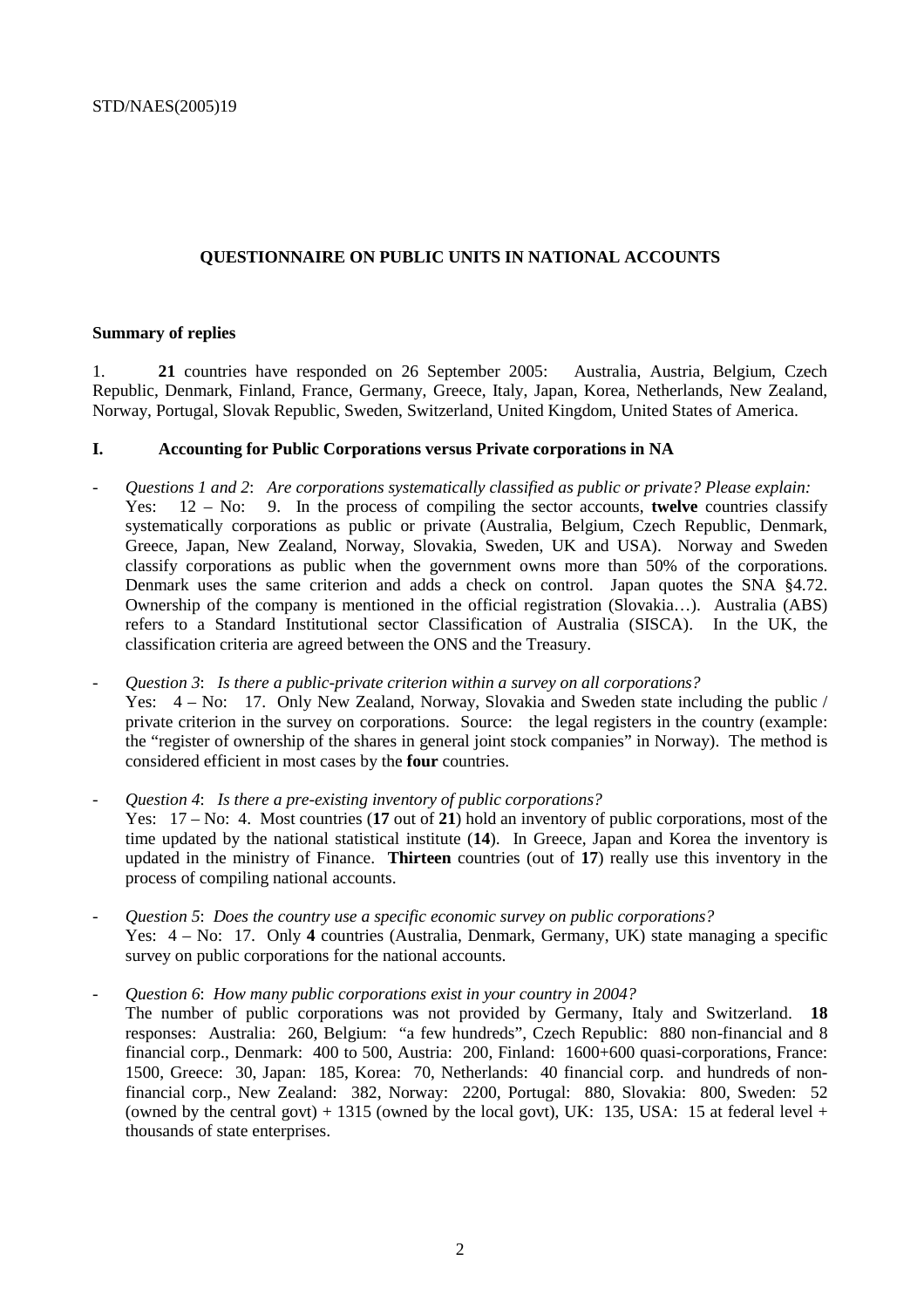## QUESTIONNAIRE ON PUBLIC UNITS IN NATIONAL ACCOUNTS

### Summary of replies

1. **21** countries have responded on 26 September 2005: Australia, Austria, Belgium, Czech Republic, Denmark, Finland, France, Germany, Greece, Italy, Japan, Korea, Netherlands, New Zealand, Norway, Portugal, Slovak Republic, Sweden, Switzerland, United Kingdom, United States of America.

### I. Accounting for Public Corporations versus Private corporations in NA

- *Questions 1 and 2*: *Are corporations systematically classified as public or private? Please explain:* Yes: 12 – No: 9. In the process of compiling the sector accounts, **twelve** countries classify systematically corporations as public or private (Australia, Belgium, Czech Republic, Denmark, Greece, Japan, New Zealand, Norway, Slovakia, Sweden, UK and USA). Norway and Sweden classify corporations as public when the government owns more than 50% of the corporations. Denmark uses the same criterion and adds a check on control. Japan quotes the SNA §4.72. Ownership of the company is mentioned in the official registration (Slovakia…). Australia (ABS) refers to a Standard Institutional sector Classification of Australia (SISCA). In the UK, the classification criteria are agreed between the ONS and the Treasury.

- *Question 3*: *Is there a public-private criterion within a survey on all corporations?* Yes: 4 – No: 17. Only New Zealand, Norway, Slovakia and Sweden state including the public / private criterion in the survey on corporations. Source: the legal registers in the country (example: the "register of ownership of the shares in general joint stock companies" in Norway). The method is considered efficient in most cases by the **four** countries.

- *Question 4*: *Is there a pre-existing inventory of public corporations?* Yes: 17 – No: 4. Most countries (**17** out of **21**) hold an inventory of public corporations, most of the time updated by the national statistical institute (**14**). In Greece, Japan and Korea the inventory is updated in the ministry of Finance. **Thirteen** countries (out of **17**) really use this inventory in the process of compiling national accounts.

- *Question 5*: *Does the country use a specific economic survey on public corporations?* Yes: 4 – No: 17. Only **4** countries (Australia, Denmark, Germany, UK) state managing a specific survey on public corporations for the national accounts.

- *Question 6*: *How many public corporations exist in your country in 2004?* The number of public corporations was not provided by Germany, Italy and Switzerland. **18** responses: Australia: 260, Belgium: "a few hundreds", Czech Republic: 880 non-financial and 8 financial corp., Denmark: 400 to 500, Austria: 200, Finland: 1600+600 quasi-corporations, France: 1500, Greece: 30, Japan: 185, Korea: 70, Netherlands: 40 financial corp. and hundreds of non-financial corp., New Zealand: 382, Norway: 2200, Portugal: 880, Slovakia: 800, Sweden: 52 (owned by the central govt) + 1315 (owned by the local govt), UK: 135, USA: 15 at federal level + thousands of state enterprises.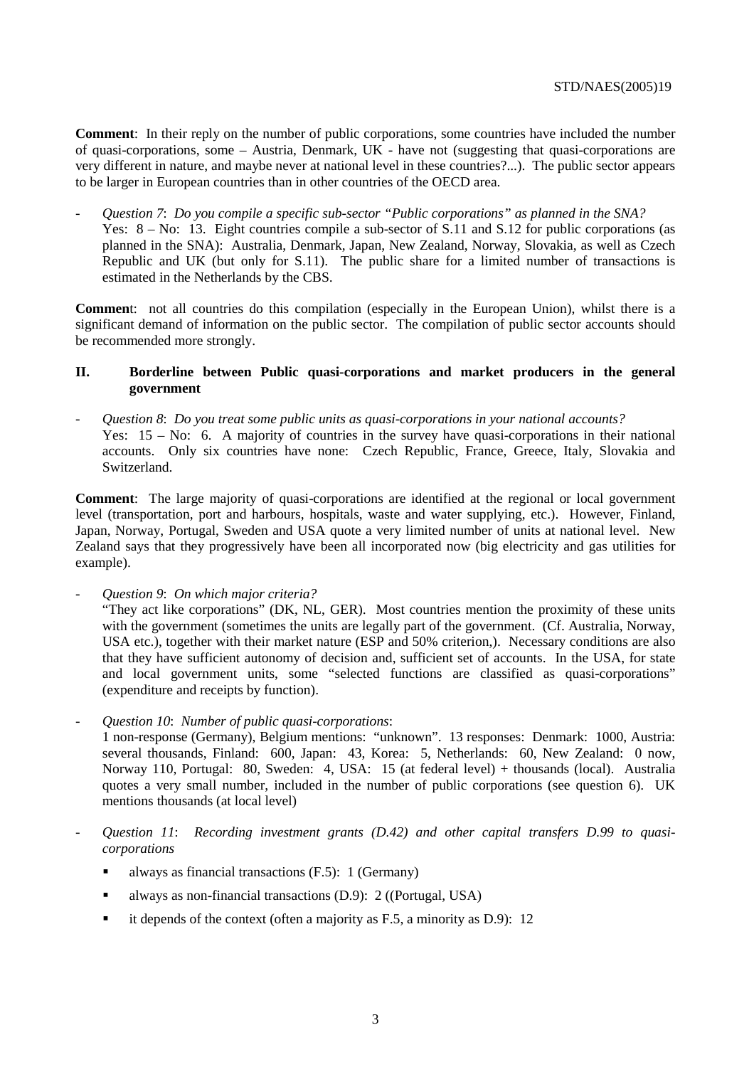**Comment**: In their reply on the number of public corporations, some countries have included the number of quasi-corporations, some – Austria, Denmark, UK - have not (suggesting that quasi-corporations are very different in nature, and maybe never at national level in these countries?...). The public sector appears to be larger in European countries than in other countries of the OECD area.

- *Question 7*: *Do you compile a specific sub-sector "Public corporations" as planned in the SNA?* Yes: 8 – No: 13. Eight countries compile a sub-sector of S.11 and S.12 for public corporations (as planned in the SNA): Australia, Denmark, Japan, New Zealand, Norway, Slovakia, as well as Czech Republic and UK (but only for S.11). The public share for a limited number of transactions is estimated in the Netherlands by the CBS.

**Commen**t: not all countries do this compilation (especially in the European Union), whilst there is a significant demand of information on the public sector. The compilation of public sector accounts should be recommended more strongly.

## II. Borderline between Public quasi-corporations and market producers in the general government

- *Question 8*: *Do you treat some public units as quasi-corporations in your national accounts?* Yes: 15 – No: 6. A majority of countries in the survey have quasi-corporations in their national accounts. Only six countries have none: Czech Republic, France, Greece, Italy, Slovakia and Switzerland.

**Comment**: The large majority of quasi-corporations are identified at the regional or local government level (transportation, port and harbours, hospitals, waste and water supplying, etc.). However, Finland, Japan, Norway, Portugal, Sweden and USA quote a very limited number of units at national level. New Zealand says that they progressively have been all incorporated now (big electricity and gas utilities for example).

- *Question 9*: *On which major criteria?* "They act like corporations" (DK, NL, GER). Most countries mention the proximity of these units with the government (sometimes the units are legally part of the government. (Cf. Australia, Norway, USA etc.), together with their market nature (ESP and 50% criterion,). Necessary conditions are also that they have sufficient autonomy of decision and, sufficient set of accounts. In the USA, for state and local government units, some "selected functions are classified as quasi-corporations" (expenditure and receipts by function).

- *Question 10*: *Number of public quasi-corporations*: 1 non-response (Germany), Belgium mentions: "unknown". 13 responses: Denmark: 1000, Austria: several thousands, Finland: 600, Japan: 43, Korea: 5, Netherlands: 60, New Zealand: 0 now, Norway 110, Portugal: 80, Sweden: 4, USA: 15 (at federal level) + thousands (local). Australia quotes a very small number, included in the number of public corporations (see question 6). UK mentions thousands (at local level)

- *Question 11*: *Recording investment grants (D.42) and other capital transfers D.99 to quasi-corporations*
  - always as financial transactions (F.5): 1 (Germany)
  - always as non-financial transactions (D.9): 2 ((Portugal, USA)
  - it depends of the context (often a majority as F.5, a minority as D.9): 12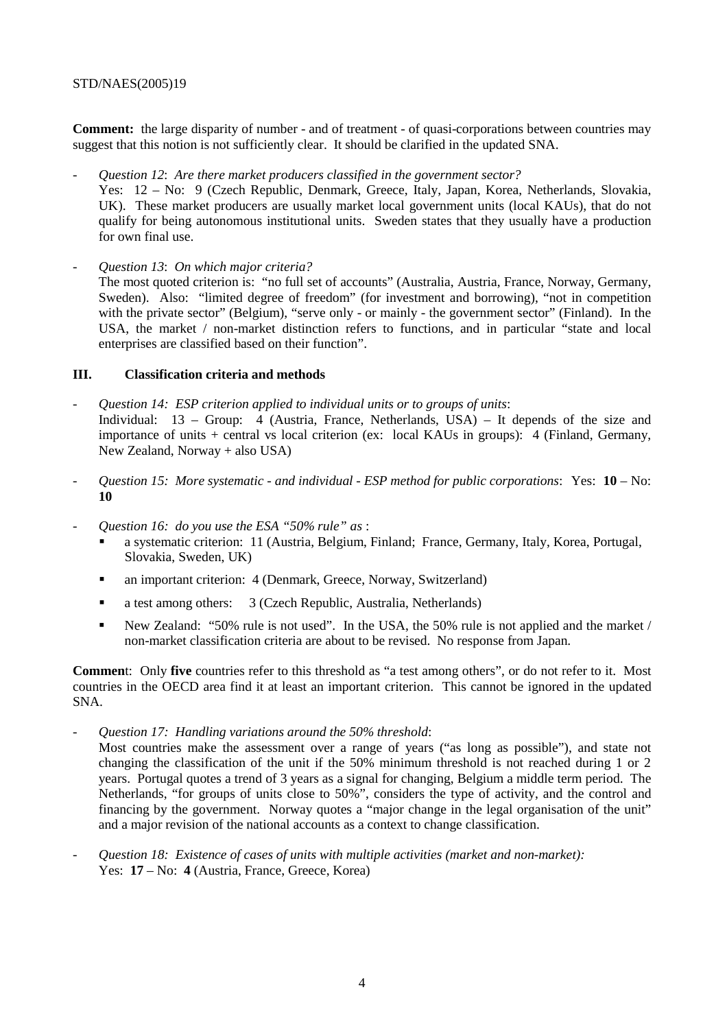**Comment:** the large disparity of number - and of treatment - of quasi-corporations between countries may suggest that this notion is not sufficiently clear. It should be clarified in the updated SNA.

- *Question 12*: *Are there market producers classified in the government sector?*
  Yes: 12 – No: 9 (Czech Republic, Denmark, Greece, Italy, Japan, Korea, Netherlands, Slovakia, UK). These market producers are usually market local government units (local KAUs), that do not qualify for being autonomous institutional units. Sweden states that they usually have a production for own final use.

- *Question 13*: *On which major criteria?*
  The most quoted criterion is: "no full set of accounts" (Australia, Austria, France, Norway, Germany, Sweden). Also: "limited degree of freedom" (for investment and borrowing), "not in competition with the private sector" (Belgium), "serve only - or mainly - the government sector" (Finland). In the USA, the market / non-market distinction refers to functions, and in particular "state and local enterprises are classified based on their function".

## III. Classification criteria and methods

- *Question 14: ESP criterion applied to individual units or to groups of units*:
  Individual: 13 – Group: 4 (Austria, France, Netherlands, USA) – It depends of the size and importance of units + central vs local criterion (ex: local KAUs in groups): 4 (Finland, Germany, New Zealand, Norway + also USA)

- *Question 15: More systematic - and individual - ESP method for public corporations*: Yes: **10** – No: **10**

- *Question 16: do you use the ESA "50% rule" as* :
  - a systematic criterion: 11 (Austria, Belgium, Finland; France, Germany, Italy, Korea, Portugal, Slovakia, Sweden, UK)
  - an important criterion: 4 (Denmark, Greece, Norway, Switzerland)
  - a test among others: 3 (Czech Republic, Australia, Netherlands)
  - New Zealand: "50% rule is not used". In the USA, the 50% rule is not applied and the market / non-market classification criteria are about to be revised. No response from Japan.

**Commen**t: Only **five** countries refer to this threshold as "a test among others", or do not refer to it. Most countries in the OECD area find it at least an important criterion. This cannot be ignored in the updated SNA.

- *Question 17: Handling variations around the 50% threshold*:
  Most countries make the assessment over a range of years ("as long as possible"), and state not changing the classification of the unit if the 50% minimum threshold is not reached during 1 or 2 years. Portugal quotes a trend of 3 years as a signal for changing, Belgium a middle term period. The Netherlands, "for groups of units close to 50%", considers the type of activity, and the control and financing by the government. Norway quotes a "major change in the legal organisation of the unit" and a major revision of the national accounts as a context to change classification.

- *Question 18: Existence of cases of units with multiple activities (market and non-market):*
  Yes: **17** – No: **4** (Austria, France, Greece, Korea)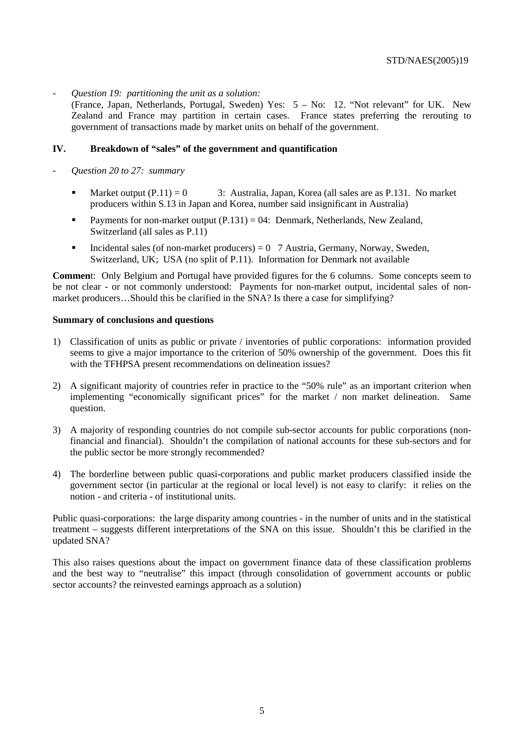- *Question 19: partitioning the unit as a solution:*
  (France, Japan, Netherlands, Portugal, Sweden) Yes: 5 – No: 12. "Not relevant" for UK. New Zealand and France may partition in certain cases. France states preferring the rerouting to government of transactions made by market units on behalf of the government.

## IV. Breakdown of "sales" of the government and quantification

- *Question 20 to 27: summary*

  - Market output (P.11) = 0 3: Australia, Japan, Korea (all sales are as P.131. No market producers within S.13 in Japan and Korea, number said insignificant in Australia)
  - Payments for non-market output (P.131) = 04: Denmark, Netherlands, New Zealand, Switzerland (all sales as P.11)
  - Incidental sales (of non-market producers) = 0 7 Austria, Germany, Norway, Sweden, Switzerland, UK; USA (no split of P.11). Information for Denmark not available

**Comment**: Only Belgium and Portugal have provided figures for the 6 columns. Some concepts seem to be not clear - or not commonly understood: Payments for non-market output, incidental sales of non-market producers…Should this be clarified in the SNA? Is there a case for simplifying?

**Summary of conclusions and questions**

1) Classification of units as public or private / inventories of public corporations: information provided seems to give a major importance to the criterion of 50% ownership of the government. Does this fit with the TFHPSA present recommendations on delineation issues?

2) A significant majority of countries refer in practice to the "50% rule" as an important criterion when implementing "economically significant prices" for the market / non market delineation. Same question.

3) A majority of responding countries do not compile sub-sector accounts for public corporations (non-financial and financial). Shouldn't the compilation of national accounts for these sub-sectors and for the public sector be more strongly recommended?

4) The borderline between public quasi-corporations and public market producers classified inside the government sector (in particular at the regional or local level) is not easy to clarify: it relies on the notion - and criteria - of institutional units.

Public quasi-corporations: the large disparity among countries - in the number of units and in the statistical treatment – suggests different interpretations of the SNA on this issue. Shouldn't this be clarified in the updated SNA?

This also raises questions about the impact on government finance data of these classification problems and the best way to "neutralise" this impact (through consolidation of government accounts or public sector accounts? the reinvested earnings approach as a solution)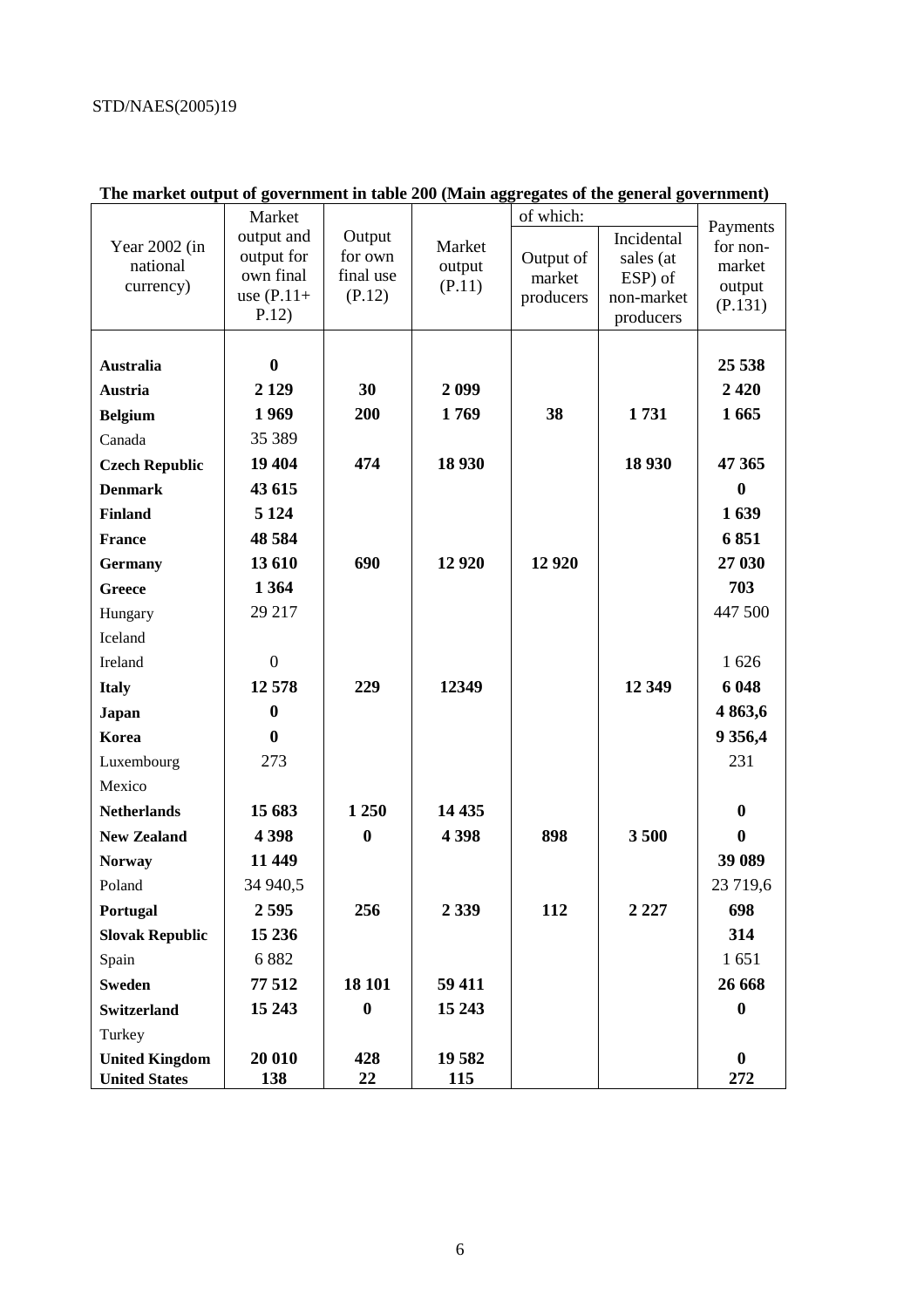**The market output of government in table 200 (Main aggregates of the general government)**

| Year 2002 (in national currency) | Market output and output for own final use (P.11+ P.12) | Output for own final use (P.12) | Market output (P.11) | of which: | | Payments for non-market output (P.131) |
|---|---|---|---|---|---|---|
| | | | | Output of market producers | Incidental sales (at ESP) of non-market producers | |
| **Australia** | **0** | | | | | **25 538** |
| **Austria** | **2 129** | **30** | **2 099** | | | **2 420** |
| **Belgium** | **1 969** | **200** | **1 769** | **38** | **1 731** | **1 665** |
| Canada | 35 389 | | | | | |
| **Czech Republic** | **19 404** | **474** | **18 930** | | **18 930** | **47 365** |
| **Denmark** | **43 615** | | | | | **0** |
| **Finland** | **5 124** | | | | | **1 639** |
| **France** | **48 584** | | | | | **6 851** |
| **Germany** | **13 610** | **690** | **12 920** | **12 920** | | **27 030** |
| **Greece** | **1 364** | | | | | **703** |
| Hungary | 29 217 | | | | | 447 500 |
| Iceland | | | | | | |
| Ireland | 0 | | | | | 1 626 |
| **Italy** | **12 578** | **229** | **12349** | | **12 349** | **6 048** |
| **Japan** | **0** | | | | | **4 863,6** |
| **Korea** | **0** | | | | | **9 356,4** |
| Luxembourg | 273 | | | | | 231 |
| Mexico | | | | | | |
| **Netherlands** | **15 683** | **1 250** | **14 435** | | | **0** |
| **New Zealand** | **4 398** | **0** | **4 398** | **898** | **3 500** | **0** |
| **Norway** | **11 449** | | | | | **39 089** |
| Poland | 34 940,5 | | | | | 23 719,6 |
| **Portugal** | **2 595** | **256** | **2 339** | **112** | **2 227** | **698** |
| **Slovak Republic** | **15 236** | | | | | **314** |
| Spain | 6 882 | | | | | 1 651 |
| **Sweden** | **77 512** | **18 101** | **59 411** | | | **26 668** |
| **Switzerland** | **15 243** | **0** | **15 243** | | | **0** |
| Turkey | | | | | | |
| **United Kingdom** | **20 010** | **428** | **19 582** | | | **0** |
| **United States** | **138** | **22** | **115** | | | **272** |